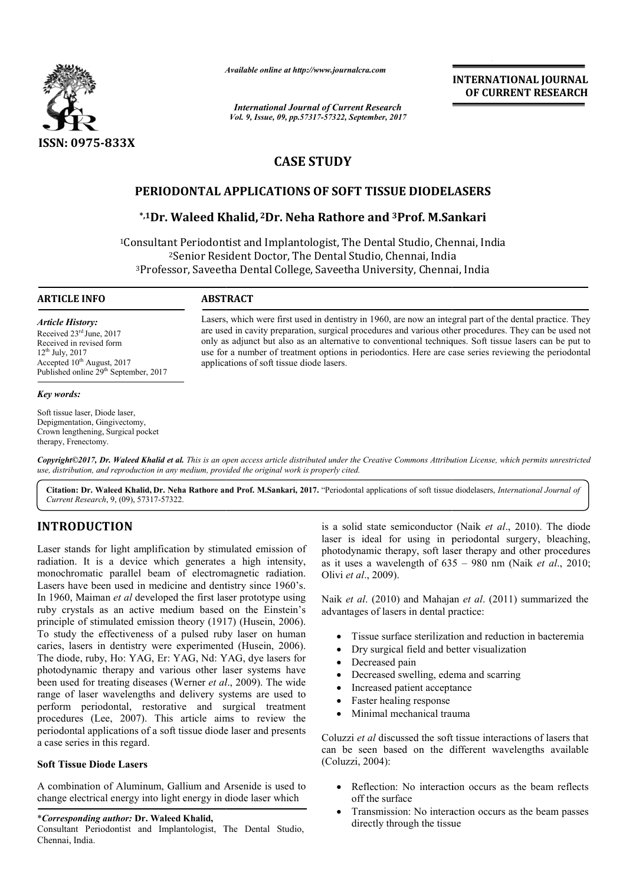*Available online at http://www.journalcra.com*

*International Journal of Current Research*
*Vol. 9, Issue, 09, pp.57317-57322, September, 2017*

**INTERNATIONAL JOURNAL OF CURRENT RESEARCH**

ISSN: 0975-833X

## CASE STUDY

# PERIODONTAL APPLICATIONS OF SOFT TISSUE DIODELASERS

**\*,[1]Dr. Waleed Khalid, [2]Dr. Neha Rathore and [3]Prof. M.Sankari**

[1]Consultant Periodontist and Implantologist, The Dental Studio, Chennai, India
[2]Senior Resident Doctor, The Dental Studio, Chennai, India
[3]Professor, Saveetha Dental College, Saveetha University, Chennai, India

**ARTICLE INFO**

*Article History:*

Received 23rd June, 2017
Received in revised form
12th July, 2017
Accepted 10th August, 2017
Published online 29th September, 2017

*Key words:*

Soft tissue laser, Diode laser, Depigmentation, Gingivectomy, Crown lengthening, Surgical pocket therapy, Frenectomy.

**ABSTRACT**

Lasers, which were first used in dentistry in 1960, are now an integral part of the dental practice. They are used in cavity preparation, surgical procedures and various other procedures. They can be used not only as adjunct but also as an alternative to conventional techniques. Soft tissue lasers can be put to use for a number of treatment options in periodontics. Here are case series reviewing the periodontal applications of soft tissue diode lasers.

***Copyright©2017, Dr. Waleed Khalid et al.*** *This is an open access article distributed under the Creative Commons Attribution License, which permits unrestricted use, distribution, and reproduction in any medium, provided the original work is properly cited.*

**Citation: Dr. Waleed Khalid, Dr. Neha Rathore and Prof. M.Sankari, 2017.** "Periodontal applications of soft tissue diodelasers, *International Journal of Current Research*, 9, (09), 57317-57322.

## INTRODUCTION

Laser stands for light amplification by stimulated emission of radiation. It is a device which generates a high intensity, monochromatic parallel beam of electromagnetic radiation. Lasers have been used in medicine and dentistry since 1960's. In 1960, Maiman *et al* developed the first laser prototype using ruby crystals as an active medium based on the Einstein's principle of stimulated emission theory (1917) (Husein, 2006). To study the effectiveness of a pulsed ruby laser on human caries, lasers in dentistry were experimented (Husein, 2006). The diode, ruby, Ho: YAG, Er: YAG, Nd: YAG, dye lasers for photodynamic therapy and various other laser systems have been used for treating diseases (Werner *et al*., 2009). The wide range of laser wavelengths and delivery systems are used to perform periodontal, restorative and surgical treatment procedures (Lee, 2007). This article aims to review the periodontal applications of a soft tissue diode laser and presents a case series in this regard.

### Soft Tissue Diode Lasers

A combination of Aluminum, Gallium and Arsenide is used to change electrical energy into light energy in diode laser which is a solid state semiconductor (Naik *et al*., 2010). The diode laser is ideal for using in periodontal surgery, bleaching, photodynamic therapy, soft laser therapy and other procedures as it uses a wavelength of 635 – 980 nm (Naik *et al*., 2010; Olivi *et al*., 2009).

Naik *et al*. (2010) and Mahajan *et al*. (2011) summarized the advantages of lasers in dental practice:

- Tissue surface sterilization and reduction in bacteremia
- Dry surgical field and better visualization
- Decreased pain
- Decreased swelling, edema and scarring
- Increased patient acceptance
- Faster healing response
- Minimal mechanical trauma

Coluzzi *et al* discussed the soft tissue interactions of lasers that can be seen based on the different wavelengths available (Coluzzi, 2004):

- Reflection: No interaction occurs as the beam reflects off the surface
- Transmission: No interaction occurs as the beam passes directly through the tissue

\****Corresponding author:*** **Dr. Waleed Khalid,**
Consultant Periodontist and Implantologist, The Dental Studio, Chennai, India.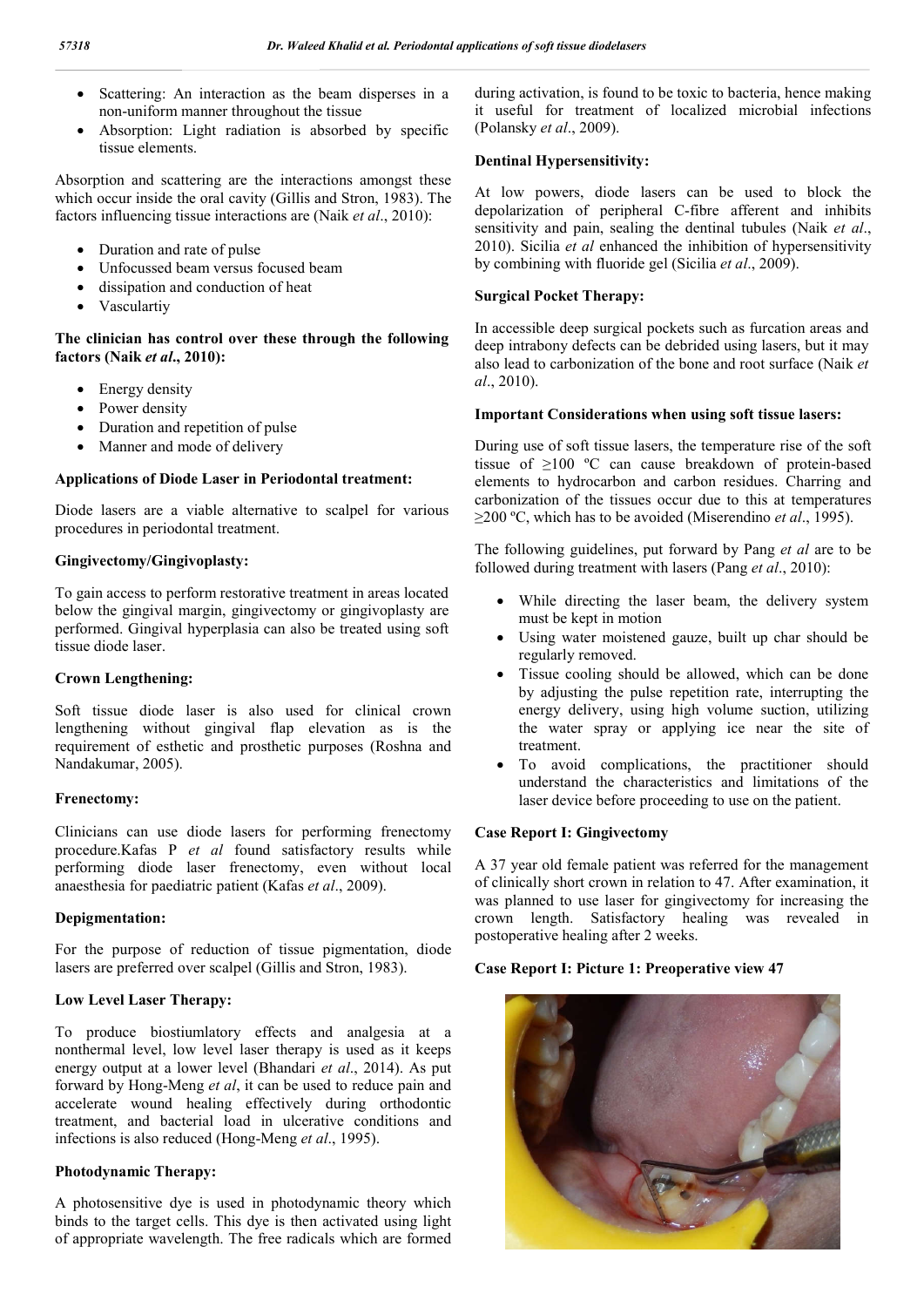- Scattering: An interaction as the beam disperses in a non-uniform manner throughout the tissue
- Absorption: Light radiation is absorbed by specific tissue elements.

Absorption and scattering are the interactions amongst these which occur inside the oral cavity (Gillis and Stron, 1983). The factors influencing tissue interactions are (Naik *et al*., 2010):

- Duration and rate of pulse
- Unfocussed beam versus focused beam
- dissipation and conduction of heat
- Vasculartiy

**The clinician has control over these through the following factors (Naik *et al*., 2010):**

- Energy density
- Power density
- Duration and repetition of pulse
- Manner and mode of delivery

**Applications of Diode Laser in Periodontal treatment:**

Diode lasers are a viable alternative to scalpel for various procedures in periodontal treatment.

**Gingivectomy/Gingivoplasty:**

To gain access to perform restorative treatment in areas located below the gingival margin, gingivectomy or gingivoplasty are performed. Gingival hyperplasia can also be treated using soft tissue diode laser.

**Crown Lengthening:**

Soft tissue diode laser is also used for clinical crown lengthening without gingival flap elevation as is the requirement of esthetic and prosthetic purposes (Roshna and Nandakumar, 2005).

**Frenectomy:**

Clinicians can use diode lasers for performing frenectomy procedure.Kafas P *et al* found satisfactory results while performing diode laser frenectomy, even without local anaesthesia for paediatric patient (Kafas *et al*., 2009).

**Depigmentation:**

For the purpose of reduction of tissue pigmentation, diode lasers are preferred over scalpel (Gillis and Stron, 1983).

**Low Level Laser Therapy:**

To produce biostiumlatory effects and analgesia at a nonthermal level, low level laser therapy is used as it keeps energy output at a lower level (Bhandari *et al*., 2014). As put forward by Hong-Meng *et al*, it can be used to reduce pain and accelerate wound healing effectively during orthodontic treatment, and bacterial load in ulcerative conditions and infections is also reduced (Hong-Meng *et al*., 1995).

**Photodynamic Therapy:**

A photosensitive dye is used in photodynamic theory which binds to the target cells. This dye is then activated using light of appropriate wavelength. The free radicals which are formed during activation, is found to be toxic to bacteria, hence making it useful for treatment of localized microbial infections (Polansky *et al*., 2009).

**Dentinal Hypersensitivity:**

At low powers, diode lasers can be used to block the depolarization of peripheral C-fibre afferent and inhibits sensitivity and pain, sealing the dentinal tubules (Naik *et al*., 2010). Sicilia *et al* enhanced the inhibition of hypersensitivity by combining with fluoride gel (Sicilia *et al*., 2009).

**Surgical Pocket Therapy:**

In accessible deep surgical pockets such as furcation areas and deep intrabony defects can be debrided using lasers, but it may also lead to carbonization of the bone and root surface (Naik *et al*., 2010).

**Important Considerations when using soft tissue lasers:**

During use of soft tissue lasers, the temperature rise of the soft tissue of ≥100 ºC can cause breakdown of protein-based elements to hydrocarbon and carbon residues. Charring and carbonization of the tissues occur due to this at temperatures ≥200 ºC, which has to be avoided (Miserendino *et al*., 1995).

The following guidelines, put forward by Pang *et al* are to be followed during treatment with lasers (Pang *et al*., 2010):

- While directing the laser beam, the delivery system must be kept in motion
- Using water moistened gauze, built up char should be regularly removed.
- Tissue cooling should be allowed, which can be done by adjusting the pulse repetition rate, interrupting the energy delivery, using high volume suction, utilizing the water spray or applying ice near the site of treatment.
- To avoid complications, the practitioner should understand the characteristics and limitations of the laser device before proceeding to use on the patient.

**Case Report I: Gingivectomy**

A 37 year old female patient was referred for the management of clinically short crown in relation to 47. After examination, it was planned to use laser for gingivectomy for increasing the crown length. Satisfactory healing was revealed in postoperative healing after 2 weeks.

**Case Report I: Picture 1: Preoperative view 47**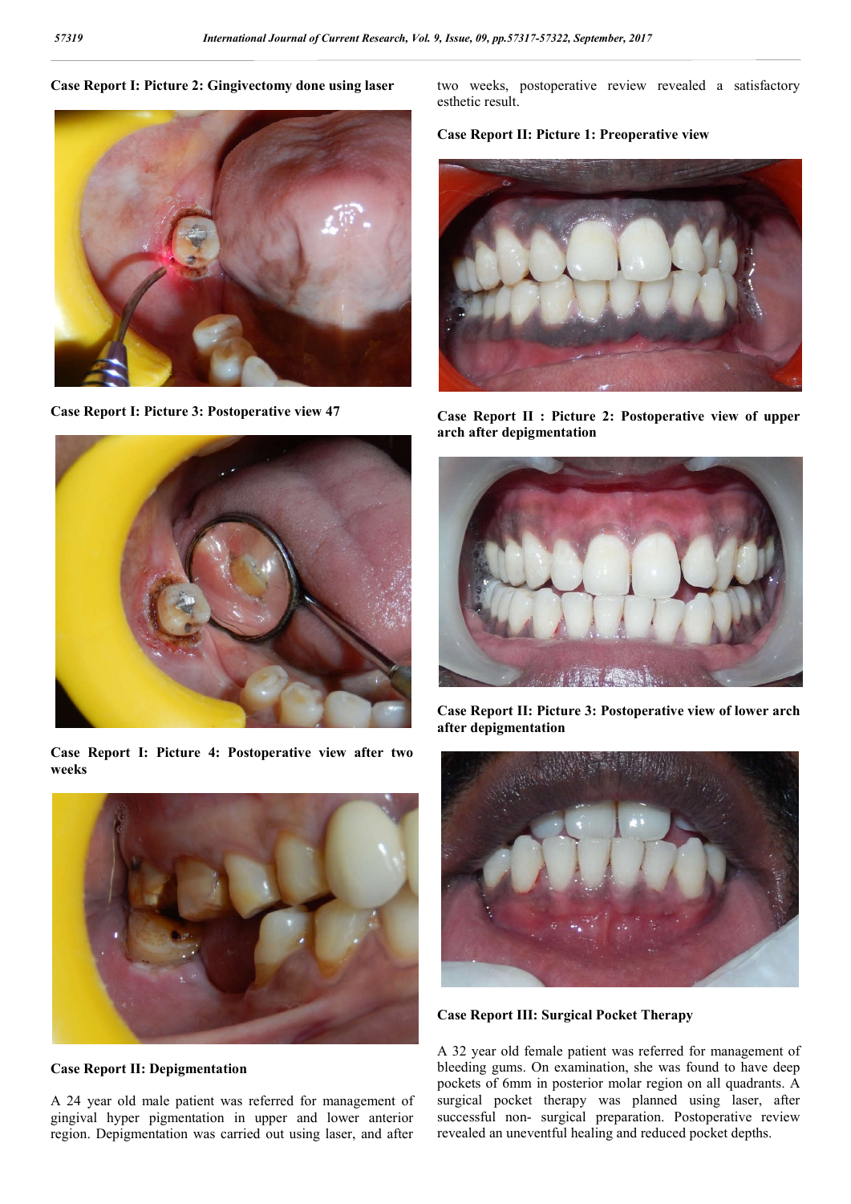**Case Report I: Picture 2: Gingivectomy done using laser**

**Case Report I: Picture 3: Postoperative view 47**

**Case Report I: Picture 4: Postoperative view after two weeks**

**Case Report II: Depigmentation**

A 24 year old male patient was referred for management of gingival hyper pigmentation in upper and lower anterior region. Depigmentation was carried out using laser, and after two weeks, postoperative review revealed a satisfactory esthetic result.

**Case Report II: Picture 1: Preoperative view**

**Case Report II : Picture 2: Postoperative view of upper arch after depigmentation**

**Case Report II: Picture 3: Postoperative view of lower arch after depigmentation**

**Case Report III: Surgical Pocket Therapy**

A 32 year old female patient was referred for management of bleeding gums. On examination, she was found to have deep pockets of 6mm in posterior molar region on all quadrants. A surgical pocket therapy was planned using laser, after successful non- surgical preparation. Postoperative review revealed an uneventful healing and reduced pocket depths.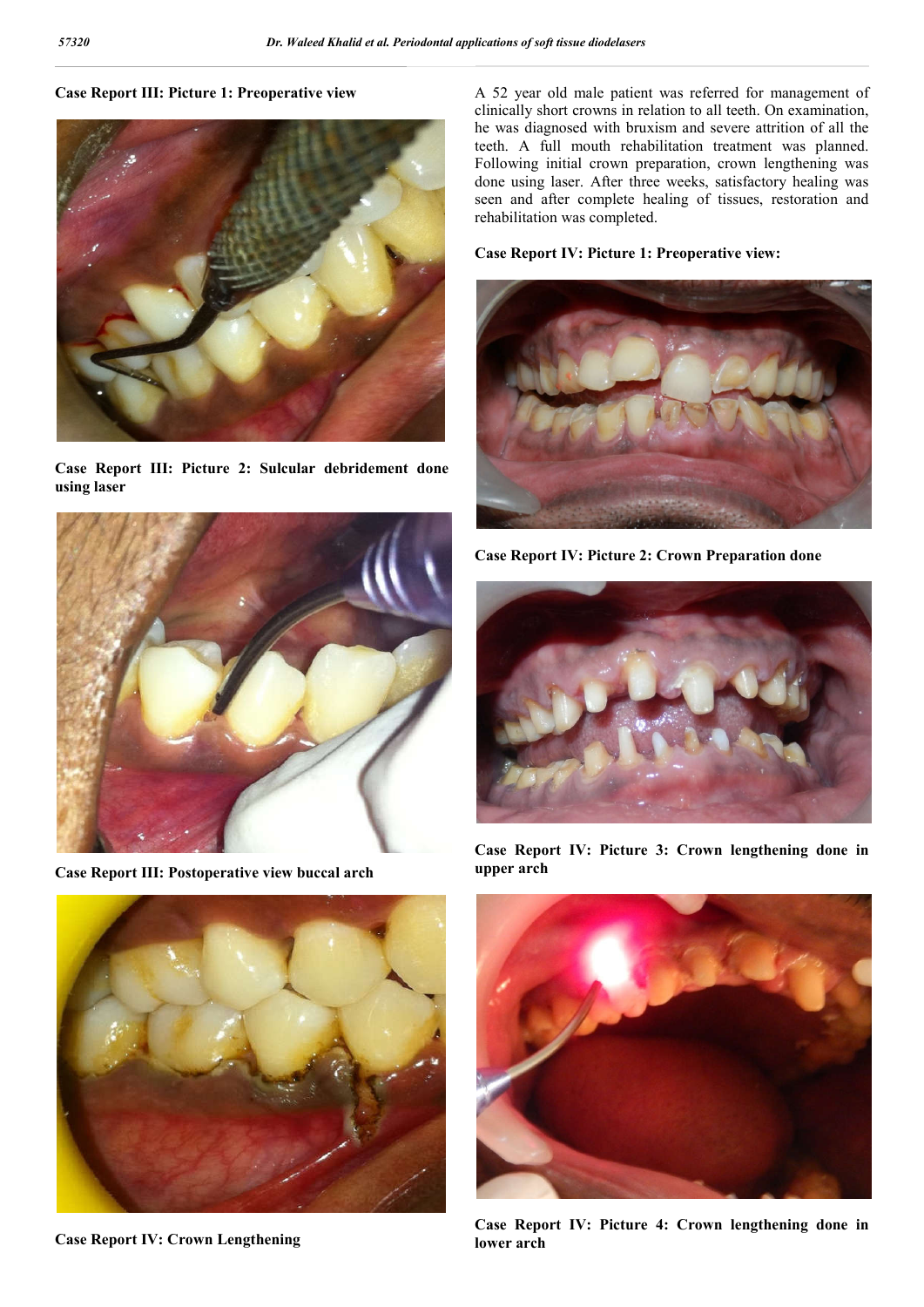**Case Report III: Picture 1: Preoperative view**

**Case Report III: Picture 2: Sulcular debridement done using laser**

**Case Report III: Postoperative view buccal arch**

**Case Report IV: Crown Lengthening**

A 52 year old male patient was referred for management of clinically short crowns in relation to all teeth. On examination, he was diagnosed with bruxism and severe attrition of all the teeth. A full mouth rehabilitation treatment was planned. Following initial crown preparation, crown lengthening was done using laser. After three weeks, satisfactory healing was seen and after complete healing of tissues, restoration and rehabilitation was completed.

**Case Report IV: Picture 1: Preoperative view:**

**Case Report IV: Picture 2: Crown Preparation done**

**Case Report IV: Picture 3: Crown lengthening done in upper arch**

**Case Report IV: Picture 4: Crown lengthening done in lower arch**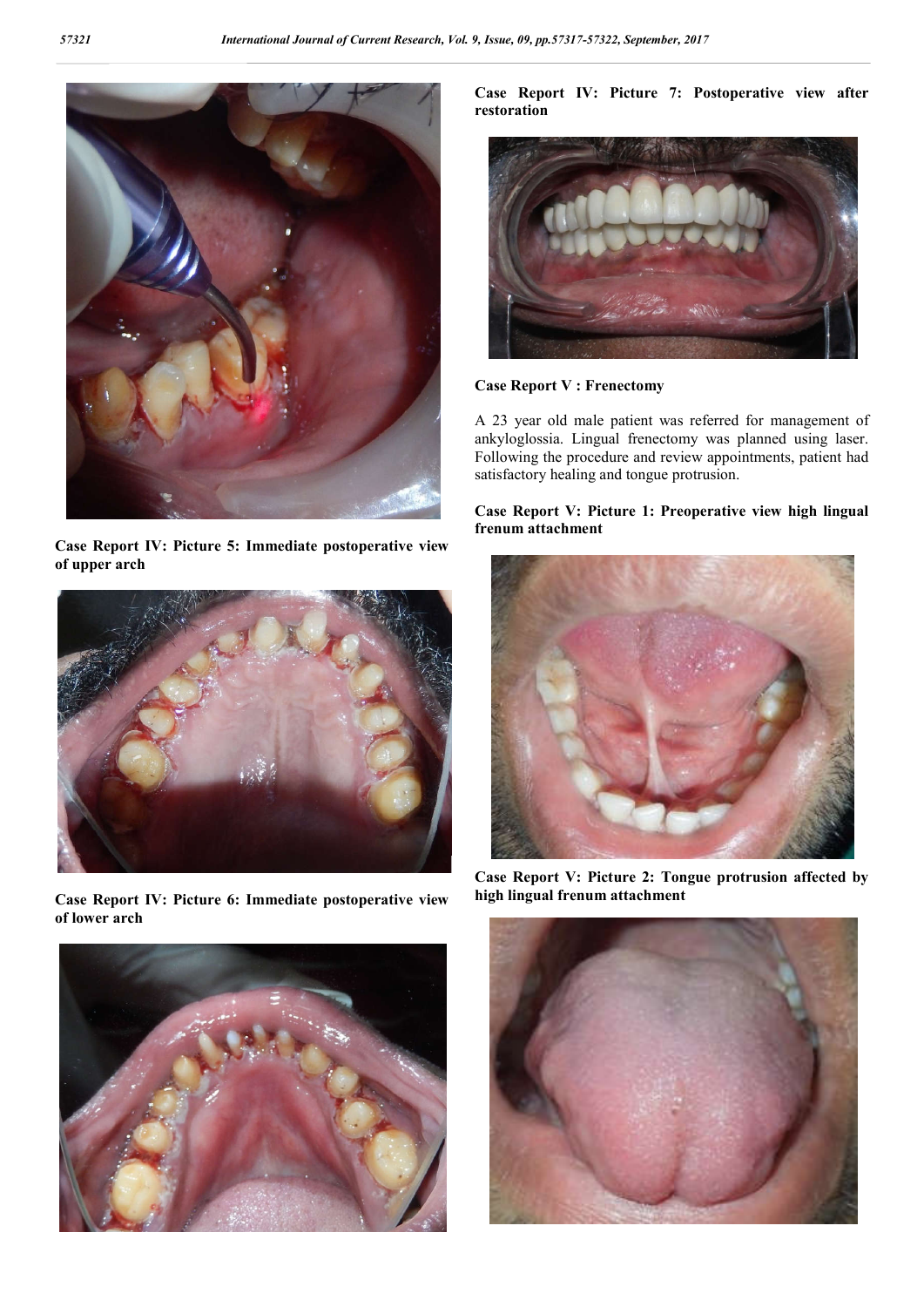**Case Report IV: Picture 5: Immediate postoperative view of upper arch**

**Case Report IV: Picture 6: Immediate postoperative view of lower arch**

**Case Report IV: Picture 7: Postoperative view after restoration**

**Case Report V : Frenectomy**

A 23 year old male patient was referred for management of ankyloglossia. Lingual frenectomy was planned using laser. Following the procedure and review appointments, patient had satisfactory healing and tongue protrusion.

**Case Report V: Picture 1: Preoperative view high lingual frenum attachment**

**Case Report V: Picture 2: Tongue protrusion affected by high lingual frenum attachment**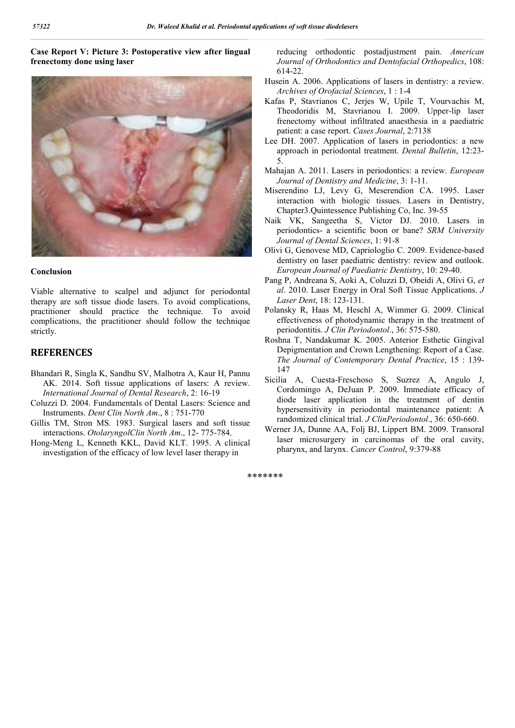**Case Report V: Picture 3: Postoperative view after lingual frenectomy done using laser**

## Conclusion

Viable alternative to scalpel and adjunct for periodontal therapy are soft tissue diode lasers. To avoid complications, practitioner should practice the technique. To avoid complications, the practitioner should follow the technique strictly.

## REFERENCES

Bhandari R, Singla K, Sandhu SV, Malhotra A, Kaur H, Pannu AK. 2014. Soft tissue applications of lasers: A review. *International Journal of Dental Research*, 2: 16-19

Coluzzi D. 2004. Fundamentals of Dental Lasers: Science and Instruments. *Dent Clin North Am*., 8 : 751-770

Gillis TM, Stron MS. 1983. Surgical lasers and soft tissue interactions. *OtolaryngolClin North Am*., 12- 775-784.

Hong-Meng L, Kenneth KKL, David KLT. 1995. A clinical investigation of the efficacy of low level laser therapy in reducing orthodontic postadjustment pain. *American Journal of Orthodontics and Dentofacial Orthopedics*, 108: 614-22.

Husein A. 2006. Applications of lasers in dentistry: a review. *Archives of Orofacial Sciences*, 1 : 1-4

Kafas P, Stavrianos C, Jerjes W, Upile T, Vourvachis M, Theodoridis M, Stavrianou I. 2009. Upper-lip laser frenectomy without infiltrated anaesthesia in a paediatric patient: a case report. *Cases Journal*, 2:7138

Lee DH. 2007. Application of lasers in periodontics: a new approach in periodontal treatment. *Dental Bulletin*, 12:23-5.

Mahajan A. 2011. Lasers in periodontics: a review. *European Journal of Dentistry and Medicine*, 3: 1-11.

Miserendino LJ, Levy G, Meserendion CA. 1995. Laser interaction with biologic tissues. Lasers in Dentistry, Chapter3.Quintessence Publishing Co, Inc. 39-55

Naik VK, Sangeetha S, Victor DJ. 2010. Lasers in periodontics- a scientific boon or bane? *SRM University Journal of Dental Sciences*, 1: 91-8

Olivi G, Genovese MD, Capriologlio C. 2009. Evidence-based dentistry on laser paediatric dentistry: review and outlook. *European Journal of Paediatric Dentistry*, 10: 29-40.

Pang P, Andreana S, Aoki A, Coluzzi D, Obeidi A, Olivi G, *et al*. 2010. Laser Energy in Oral Soft Tissue Applications. *J Laser Dent*, 18: 123-131.

Polansky R, Haas M, Heschl A, Wimmer G. 2009. Clinical effectiveness of photodynamic therapy in the treatment of periodontitis. *J Clin Periodontol*., 36: 575-580.

Roshna T, Nandakumar K. 2005. Anterior Esthetic Gingival Depigmentation and Crown Lengthening: Report of a Case. *The Journal of Contemporary Dental Practice*, 15 : 139-147

Sicilia A, Cuesta-Freschoso S, Suzrez A, Angulo J, Cordomingo A, DeJuan P. 2009. Immediate efficacy of diode laser application in the treatment of dentin hypersensitivity in periodontal maintenance patient: A randomized clinical trial. *J ClinPeriodontol*., 36: 650-660.

Werner JA, Dunne AA, Folj BJ, Lippert BM. 2009. Transoral laser microsurgery in carcinomas of the oral cavity, pharynx, and larynx. *Cancer Control*, 9:379-88

\*\*\*\*\*\*\*